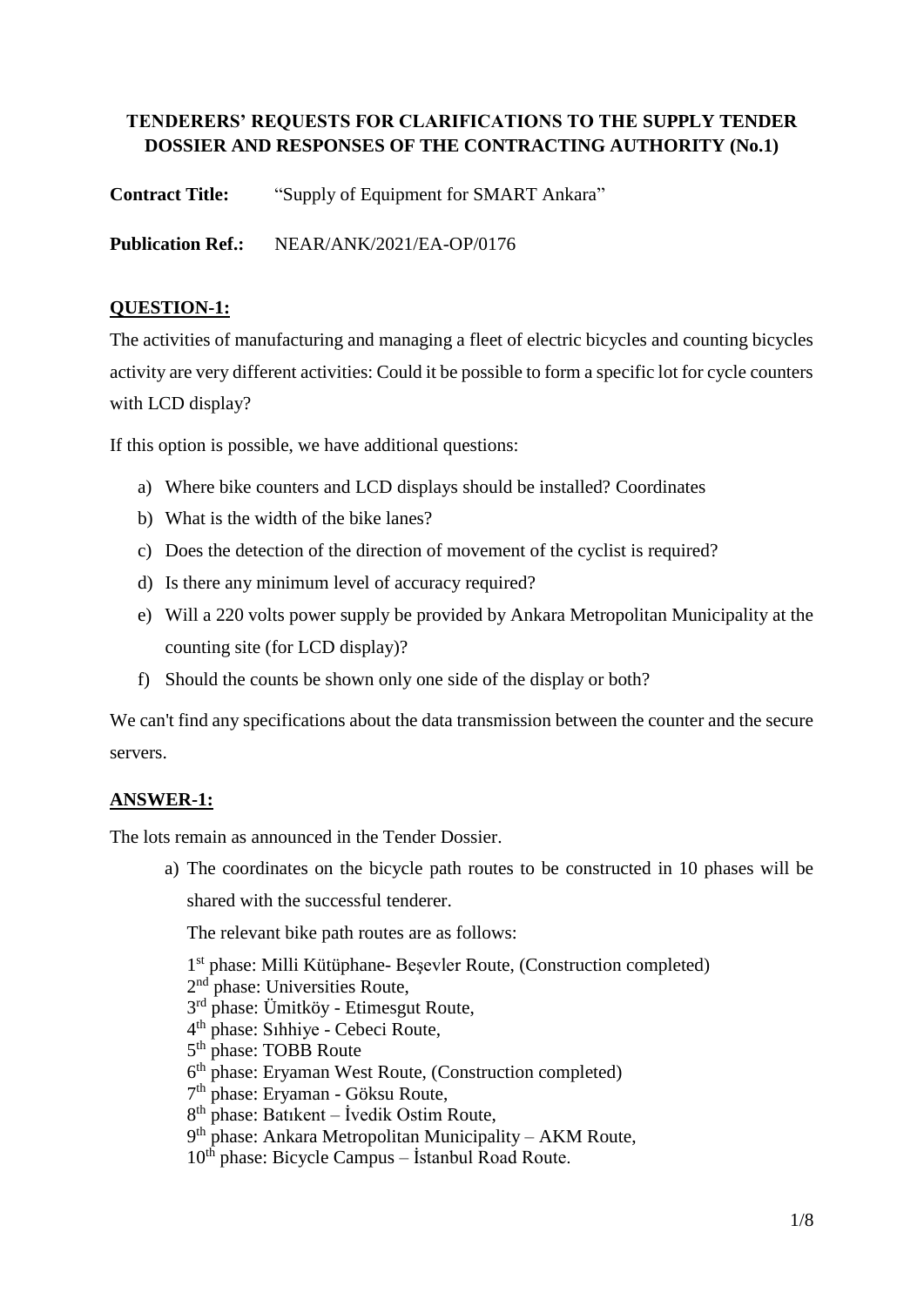**TENDERERS' REQUESTS FOR CLARIFICATIONS TO THE SUPPLY TENDER DOSSIER AND RESPONSES OF THE CONTRACTING AUTHORITY (No.1)**

**Contract Title:** "Supply of Equipment for SMART Ankara"

**Publication Ref.:** NEAR/ANK/2021/EA-OP/0176

## QUESTION-1:

The activities of manufacturing and managing a fleet of electric bicycles and counting bicycles activity are very different activities: Could it be possible to form a specific lot for cycle counters with LCD display?

If this option is possible, we have additional questions:

a) Where bike counters and LCD displays should be installed? Coordinates
b) What is the width of the bike lanes?
c) Does the detection of the direction of movement of the cyclist is required?
d) Is there any minimum level of accuracy required?
e) Will a 220 volts power supply be provided by Ankara Metropolitan Municipality at the counting site (for LCD display)?
f) Should the counts be shown only one side of the display or both?

We can't find any specifications about the data transmission between the counter and the secure servers.

## ANSWER-1:

The lots remain as announced in the Tender Dossier.

a) The coordinates on the bicycle path routes to be constructed in 10 phases will be shared with the successful tenderer.

   The relevant bike path routes are as follows:

   1st phase: Milli Kütüphane- Beşevler Route, (Construction completed)
   2nd phase: Universities Route,
   3rd phase: Ümitköy - Etimesgut Route,
   4th phase: Sıhhiye - Cebeci Route,
   5th phase: TOBB Route
   6th phase: Eryaman West Route, (Construction completed)
   7th phase: Eryaman - Göksu Route,
   8th phase: Batıkent – İvedik Ostim Route,
   9th phase: Ankara Metropolitan Municipality – AKM Route,
   10th phase: Bicycle Campus – İstanbul Road Route.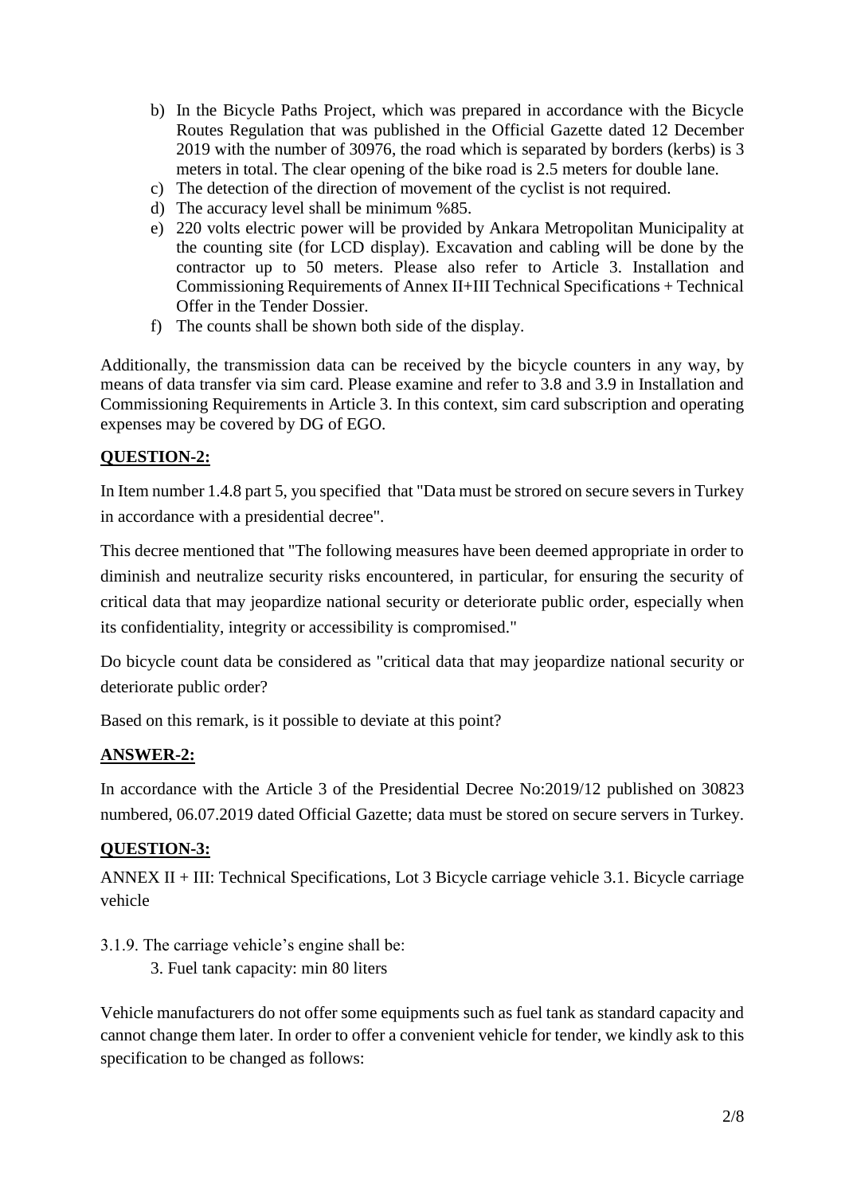b) In the Bicycle Paths Project, which was prepared in accordance with the Bicycle Routes Regulation that was published in the Official Gazette dated 12 December 2019 with the number of 30976, the road which is separated by borders (kerbs) is 3 meters in total. The clear opening of the bike road is 2.5 meters for double lane.
c) The detection of the direction of movement of the cyclist is not required.
d) The accuracy level shall be minimum %85.
e) 220 volts electric power will be provided by Ankara Metropolitan Municipality at the counting site (for LCD display). Excavation and cabling will be done by the contractor up to 50 meters. Please also refer to Article 3. Installation and Commissioning Requirements of Annex II+III Technical Specifications + Technical Offer in the Tender Dossier.
f) The counts shall be shown both side of the display.

Additionally, the transmission data can be received by the bicycle counters in any way, by means of data transfer via sim card. Please examine and refer to 3.8 and 3.9 in Installation and Commissioning Requirements in Article 3. In this context, sim card subscription and operating expenses may be covered by DG of EGO.

## QUESTION-2:

In Item number 1.4.8 part 5, you specified that "Data must be strored on secure severs in Turkey in accordance with a presidential decree".

This decree mentioned that "The following measures have been deemed appropriate in order to diminish and neutralize security risks encountered, in particular, for ensuring the security of critical data that may jeopardize national security or deteriorate public order, especially when its confidentiality, integrity or accessibility is compromised."

Do bicycle count data be considered as "critical data that may jeopardize national security or deteriorate public order?

Based on this remark, is it possible to deviate at this point?

## ANSWER-2:

In accordance with the Article 3 of the Presidential Decree No:2019/12 published on 30823 numbered, 06.07.2019 dated Official Gazette; data must be stored on secure servers in Turkey.

## QUESTION-3:

ANNEX II + III: Technical Specifications, Lot 3 Bicycle carriage vehicle 3.1. Bicycle carriage vehicle

3.1.9. The carriage vehicle's engine shall be:

3. Fuel tank capacity: min 80 liters

Vehicle manufacturers do not offer some equipments such as fuel tank as standard capacity and cannot change them later. In order to offer a convenient vehicle for tender, we kindly ask to this specification to be changed as follows: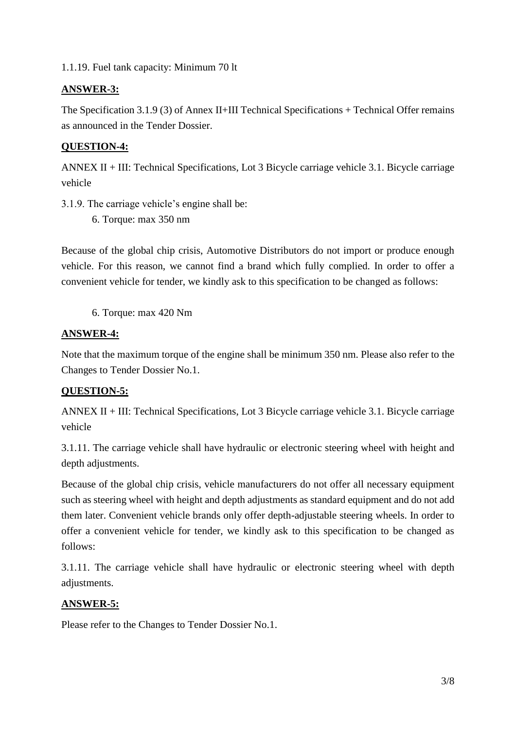1.1.19. Fuel tank capacity: Minimum 70 lt

**ANSWER-3:**

The Specification 3.1.9 (3) of Annex II+III Technical Specifications + Technical Offer remains as announced in the Tender Dossier.

**QUESTION-4:**

ANNEX II + III: Technical Specifications, Lot 3 Bicycle carriage vehicle 3.1. Bicycle carriage vehicle

3.1.9. The carriage vehicle's engine shall be:

6. Torque: max 350 nm

Because of the global chip crisis, Automotive Distributors do not import or produce enough vehicle. For this reason, we cannot find a brand which fully complied. In order to offer a convenient vehicle for tender, we kindly ask to this specification to be changed as follows:

6. Torque: max 420 Nm

**ANSWER-4:**

Note that the maximum torque of the engine shall be minimum 350 nm. Please also refer to the Changes to Tender Dossier No.1.

**QUESTION-5:**

ANNEX II + III: Technical Specifications, Lot 3 Bicycle carriage vehicle 3.1. Bicycle carriage vehicle

3.1.11. The carriage vehicle shall have hydraulic or electronic steering wheel with height and depth adjustments.

Because of the global chip crisis, vehicle manufacturers do not offer all necessary equipment such as steering wheel with height and depth adjustments as standard equipment and do not add them later. Convenient vehicle brands only offer depth-adjustable steering wheels. In order to offer a convenient vehicle for tender, we kindly ask to this specification to be changed as follows:

3.1.11. The carriage vehicle shall have hydraulic or electronic steering wheel with depth adjustments.

**ANSWER-5:**

Please refer to the Changes to Tender Dossier No.1.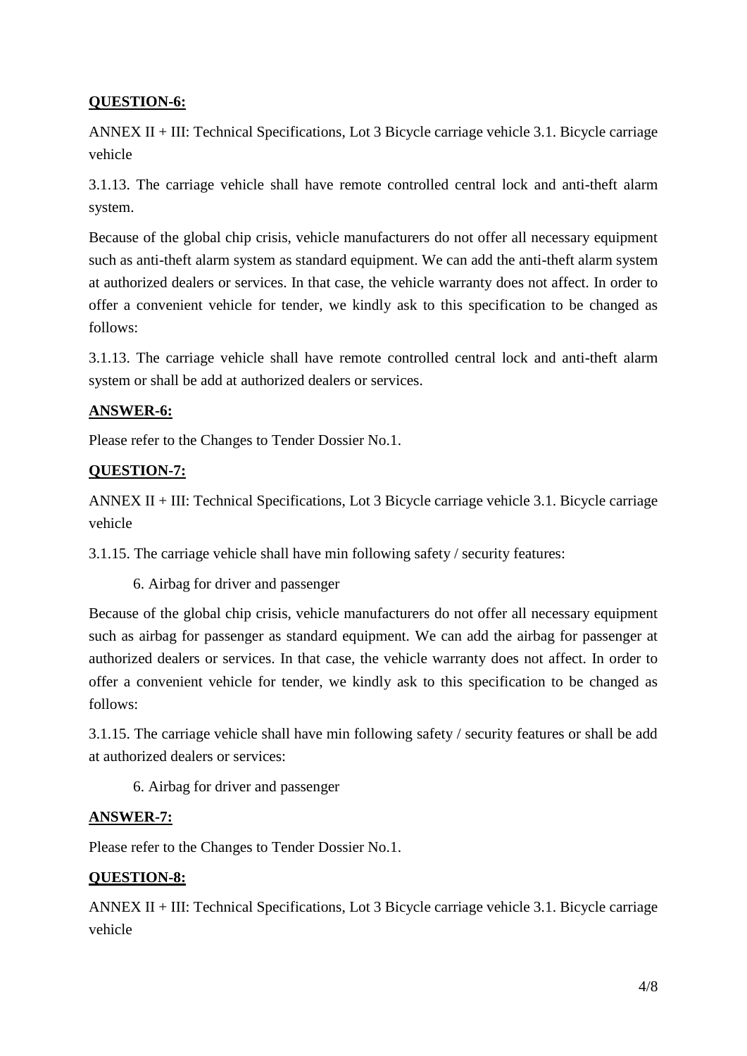**QUESTION-6:**

ANNEX II + III: Technical Specifications, Lot 3 Bicycle carriage vehicle 3.1. Bicycle carriage vehicle

3.1.13. The carriage vehicle shall have remote controlled central lock and anti-theft alarm system.

Because of the global chip crisis, vehicle manufacturers do not offer all necessary equipment such as anti-theft alarm system as standard equipment. We can add the anti-theft alarm system at authorized dealers or services. In that case, the vehicle warranty does not affect. In order to offer a convenient vehicle for tender, we kindly ask to this specification to be changed as follows:

3.1.13. The carriage vehicle shall have remote controlled central lock and anti-theft alarm system or shall be add at authorized dealers or services.

**ANSWER-6:**

Please refer to the Changes to Tender Dossier No.1.

**QUESTION-7:**

ANNEX II + III: Technical Specifications, Lot 3 Bicycle carriage vehicle 3.1. Bicycle carriage vehicle

3.1.15. The carriage vehicle shall have min following safety / security features:

6. Airbag for driver and passenger

Because of the global chip crisis, vehicle manufacturers do not offer all necessary equipment such as airbag for passenger as standard equipment. We can add the airbag for passenger at authorized dealers or services. In that case, the vehicle warranty does not affect. In order to offer a convenient vehicle for tender, we kindly ask to this specification to be changed as follows:

3.1.15. The carriage vehicle shall have min following safety / security features or shall be add at authorized dealers or services:

6. Airbag for driver and passenger

**ANSWER-7:**

Please refer to the Changes to Tender Dossier No.1.

**QUESTION-8:**

ANNEX II + III: Technical Specifications, Lot 3 Bicycle carriage vehicle 3.1. Bicycle carriage vehicle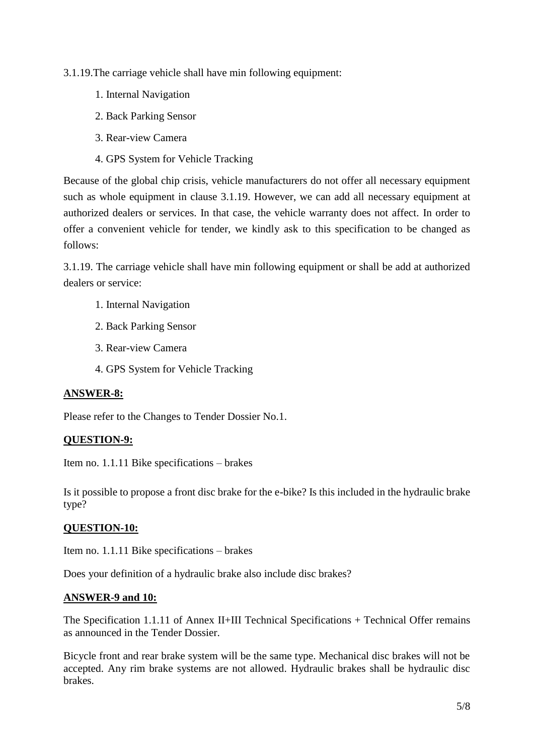3.1.19.The carriage vehicle shall have min following equipment:

1. Internal Navigation
2. Back Parking Sensor
3. Rear-view Camera
4. GPS System for Vehicle Tracking

Because of the global chip crisis, vehicle manufacturers do not offer all necessary equipment such as whole equipment in clause 3.1.19. However, we can add all necessary equipment at authorized dealers or services. In that case, the vehicle warranty does not affect. In order to offer a convenient vehicle for tender, we kindly ask to this specification to be changed as follows:

3.1.19. The carriage vehicle shall have min following equipment or shall be add at authorized dealers or service:

1. Internal Navigation
2. Back Parking Sensor
3. Rear-view Camera
4. GPS System for Vehicle Tracking

**ANSWER-8:**

Please refer to the Changes to Tender Dossier No.1.

**QUESTION-9:**

Item no. 1.1.11 Bike specifications – brakes

Is it possible to propose a front disc brake for the e-bike? Is this included in the hydraulic brake type?

**QUESTION-10:**

Item no. 1.1.11 Bike specifications – brakes

Does your definition of a hydraulic brake also include disc brakes?

**ANSWER-9 and 10:**

The Specification 1.1.11 of Annex II+III Technical Specifications + Technical Offer remains as announced in the Tender Dossier.

Bicycle front and rear brake system will be the same type. Mechanical disc brakes will not be accepted. Any rim brake systems are not allowed. Hydraulic brakes shall be hydraulic disc brakes.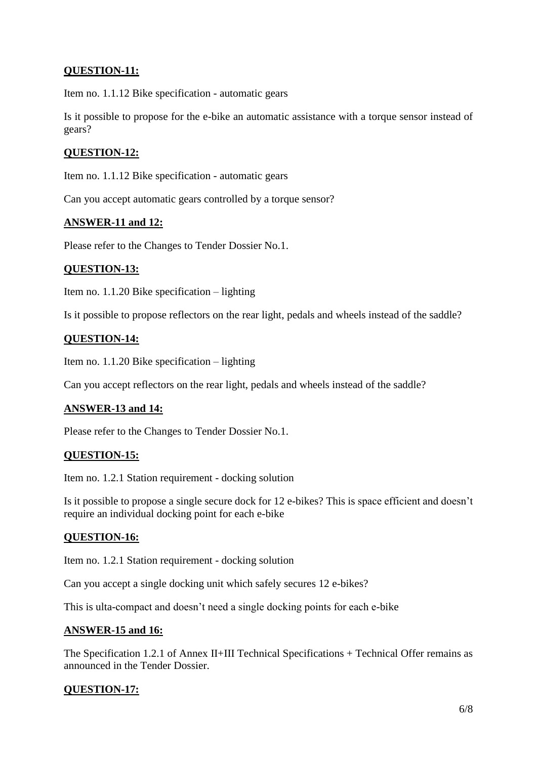**QUESTION-11:**

Item no. 1.1.12 Bike specification - automatic gears

Is it possible to propose for the e-bike an automatic assistance with a torque sensor instead of gears?

**QUESTION-12:**

Item no. 1.1.12 Bike specification - automatic gears

Can you accept automatic gears controlled by a torque sensor?

**ANSWER-11 and 12:**

Please refer to the Changes to Tender Dossier No.1.

**QUESTION-13:**

Item no. 1.1.20 Bike specification – lighting

Is it possible to propose reflectors on the rear light, pedals and wheels instead of the saddle?

**QUESTION-14:**

Item no. 1.1.20 Bike specification – lighting

Can you accept reflectors on the rear light, pedals and wheels instead of the saddle?

**ANSWER-13 and 14:**

Please refer to the Changes to Tender Dossier No.1.

**QUESTION-15:**

Item no. 1.2.1 Station requirement - docking solution

Is it possible to propose a single secure dock for 12 e-bikes? This is space efficient and doesn't require an individual docking point for each e-bike

**QUESTION-16:**

Item no. 1.2.1 Station requirement - docking solution

Can you accept a single docking unit which safely secures 12 e-bikes?

This is ulta-compact and doesn't need a single docking points for each e-bike

**ANSWER-15 and 16:**

The Specification 1.2.1 of Annex II+III Technical Specifications + Technical Offer remains as announced in the Tender Dossier.

**QUESTION-17:**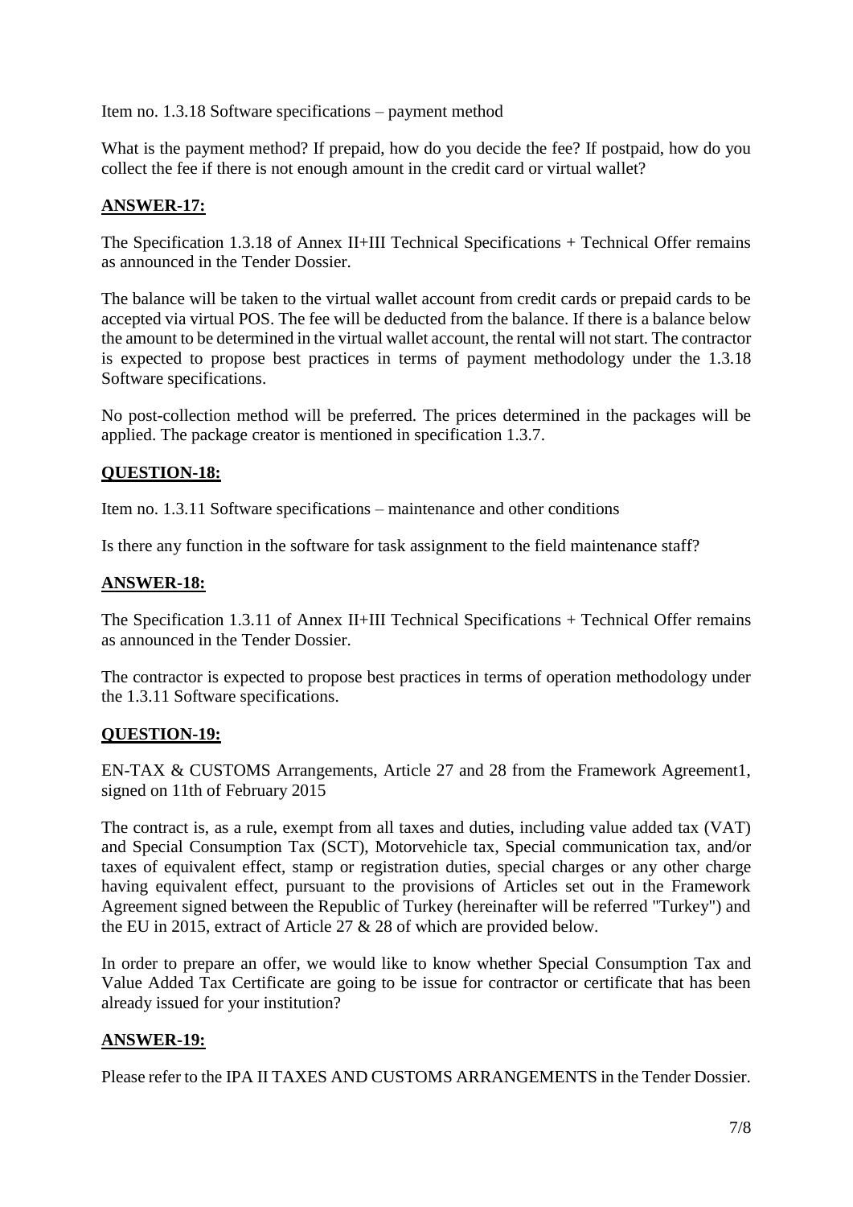Item no. 1.3.18 Software specifications – payment method

What is the payment method? If prepaid, how do you decide the fee? If postpaid, how do you collect the fee if there is not enough amount in the credit card or virtual wallet?

**ANSWER-17:**

The Specification 1.3.18 of Annex II+III Technical Specifications + Technical Offer remains as announced in the Tender Dossier.

The balance will be taken to the virtual wallet account from credit cards or prepaid cards to be accepted via virtual POS. The fee will be deducted from the balance. If there is a balance below the amount to be determined in the virtual wallet account, the rental will not start. The contractor is expected to propose best practices in terms of payment methodology under the 1.3.18 Software specifications.

No post-collection method will be preferred. The prices determined in the packages will be applied. The package creator is mentioned in specification 1.3.7.

**QUESTION-18:**

Item no. 1.3.11 Software specifications – maintenance and other conditions

Is there any function in the software for task assignment to the field maintenance staff?

**ANSWER-18:**

The Specification 1.3.11 of Annex II+III Technical Specifications + Technical Offer remains as announced in the Tender Dossier.

The contractor is expected to propose best practices in terms of operation methodology under the 1.3.11 Software specifications.

**QUESTION-19:**

EN-TAX & CUSTOMS Arrangements, Article 27 and 28 from the Framework Agreement1, signed on 11th of February 2015

The contract is, as a rule, exempt from all taxes and duties, including value added tax (VAT) and Special Consumption Tax (SCT), Motorvehicle tax, Special communication tax, and/or taxes of equivalent effect, stamp or registration duties, special charges or any other charge having equivalent effect, pursuant to the provisions of Articles set out in the Framework Agreement signed between the Republic of Turkey (hereinafter will be referred "Turkey") and the EU in 2015, extract of Article 27 & 28 of which are provided below.

In order to prepare an offer, we would like to know whether Special Consumption Tax and Value Added Tax Certificate are going to be issue for contractor or certificate that has been already issued for your institution?

**ANSWER-19:**

Please refer to the IPA II TAXES AND CUSTOMS ARRANGEMENTS in the Tender Dossier.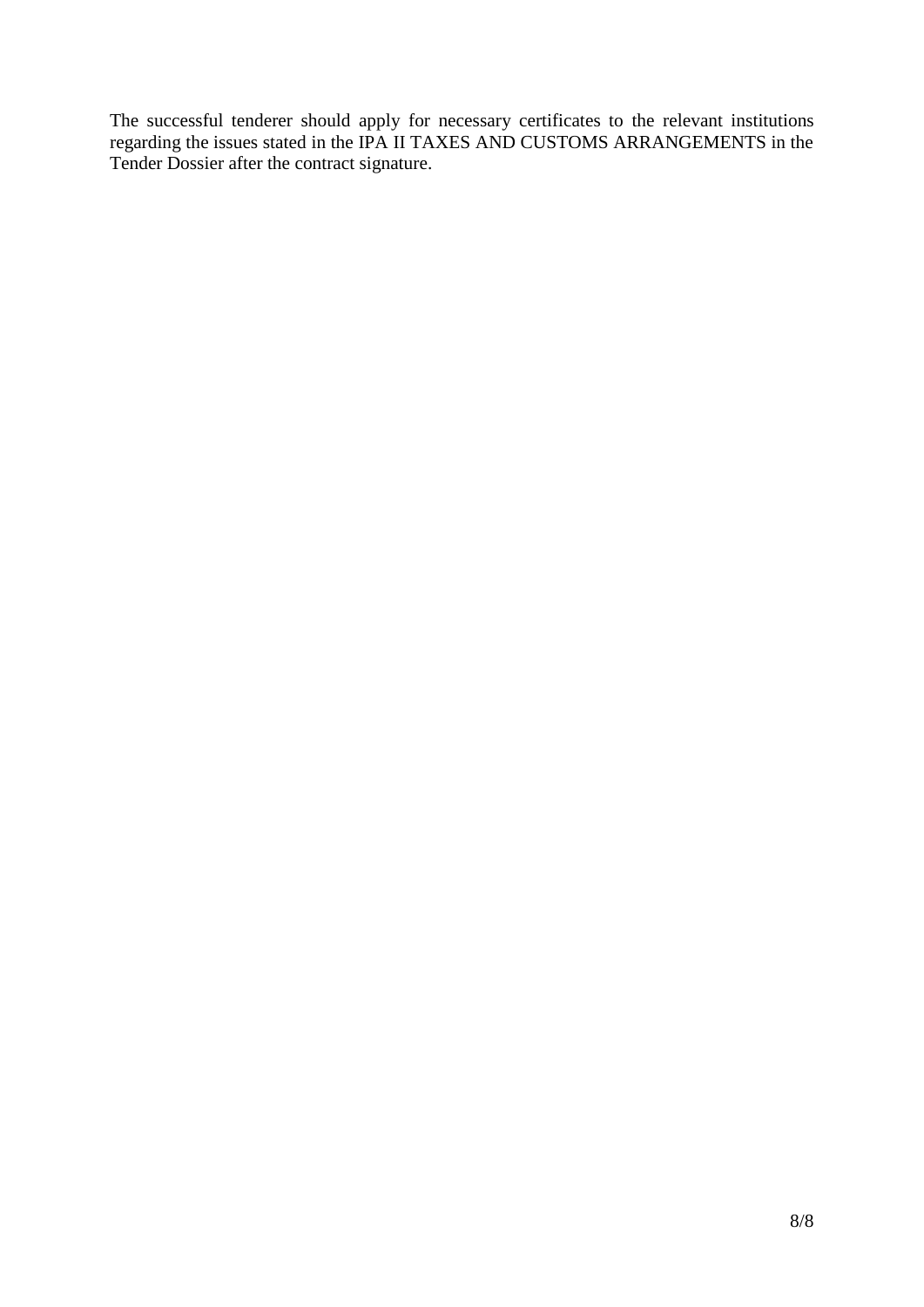The successful tenderer should apply for necessary certificates to the relevant institutions regarding the issues stated in the IPA II TAXES AND CUSTOMS ARRANGEMENTS in the Tender Dossier after the contract signature.